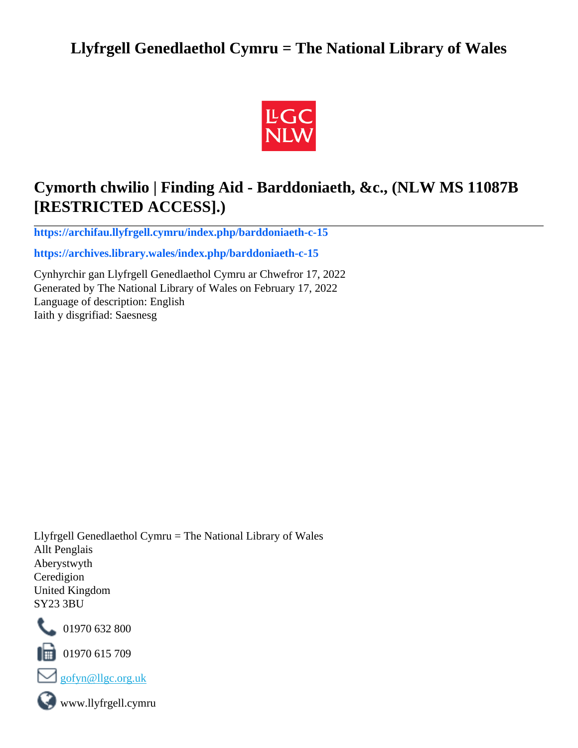# Llyfrgell Genedlaethol Cymru = The National Library of Wales

## Cymorth chwilio | Finding Aid - Barddoniaeth, &c., (NLW MS 11087B [RESTRICTED ACCESS].)

**https://archifau.llyfrgell.cymru/index.php/barddoniaeth-c-15**

**https://archives.library.wales/index.php/barddoniaeth-c-15**

Cynhyrchir gan Llyfrgell Genedlaethol Cymru ar Chwefror 17, 2022
Generated by The National Library of Wales on February 17, 2022
Language of description: English
Iaith y disgrifiad: Saesnesg

Llyfrgell Genedlaethol Cymru = The National Library of Wales
Allt Penglais
Aberystwyth
Ceredigion
United Kingdom
SY23 3BU

01970 632 800

01970 615 709

gofyn@llgc.org.uk

www.llyfrgell.cymru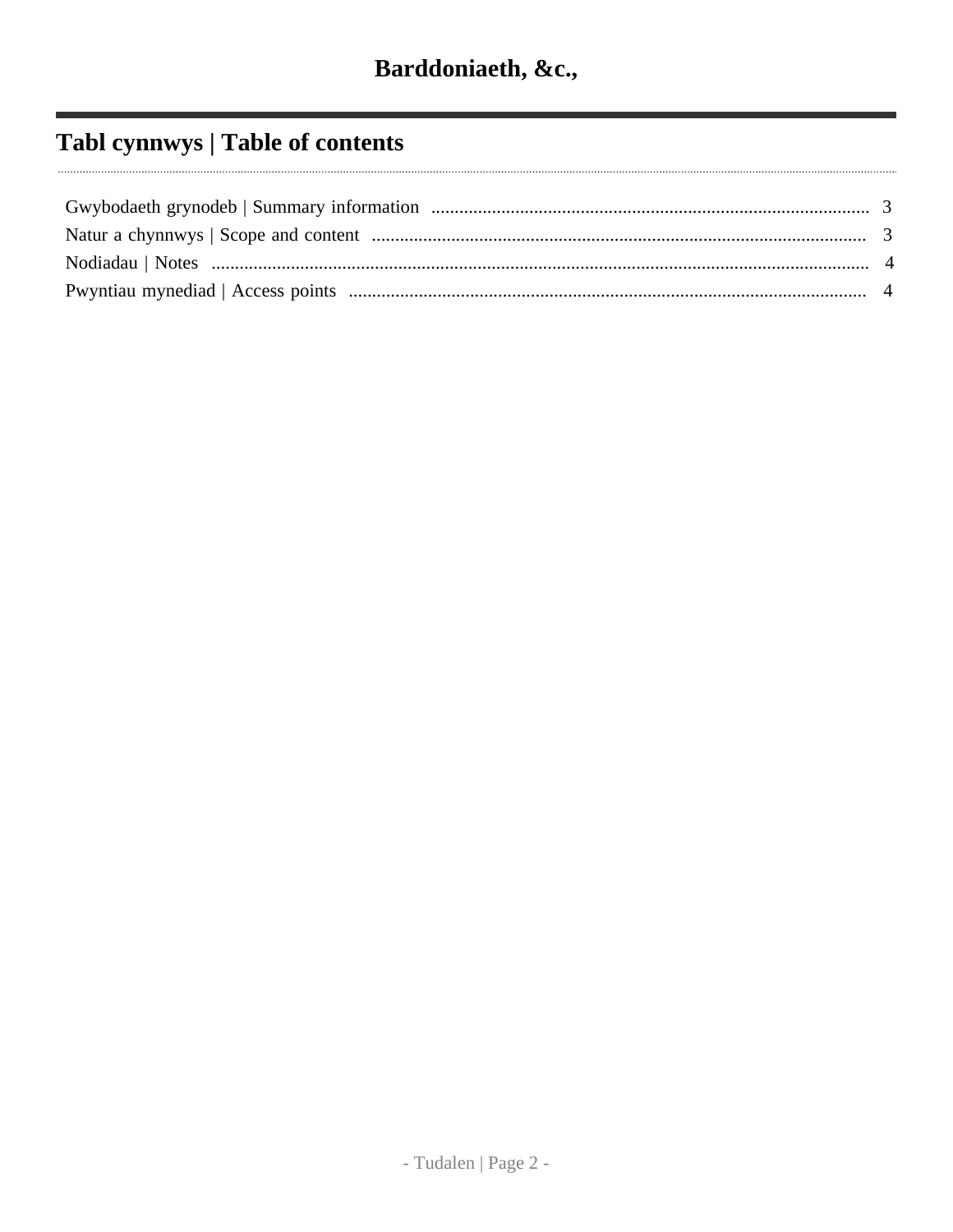# Barddoniaeth, &c.,

## Tabl cynnwys | Table of contents

Gwybodaeth grynodeb | Summary information .......... 3
Natur a chynnwys | Scope and content .......... 3
Nodiadau | Notes .......... 4
Pwyntiau mynediad | Access points .......... 4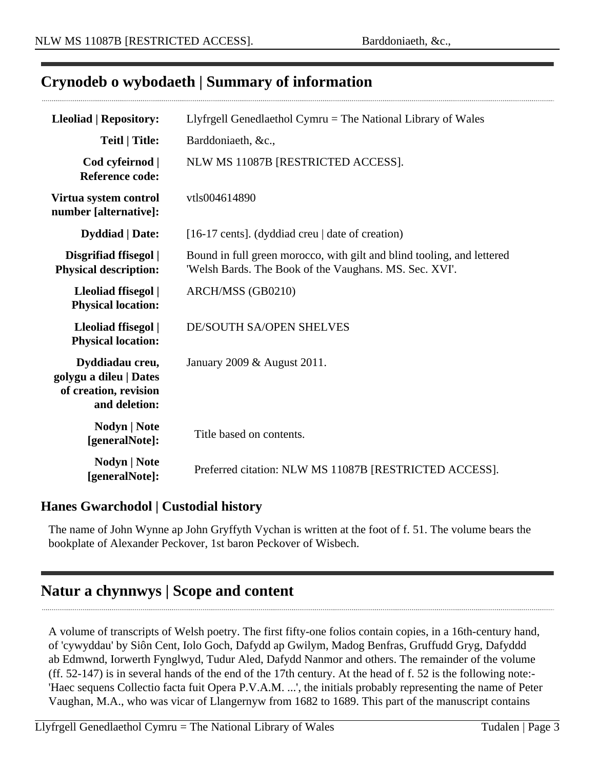## Crynodeb o wybodaeth | Summary of information

| | |
|---|---|
| **Lleoliad \| Repository:** | Llyfrgell Genedlaethol Cymru = The National Library of Wales |
| **Teitl \| Title:** | Barddoniaeth, &c., |
| **Cod cyfeirnod \| Reference code:** | NLW MS 11087B [RESTRICTED ACCESS]. |
| **Virtua system control number [alternative]:** | vtls004614890 |
| **Dyddiad \| Date:** | [16-17 cents]. (dyddiad creu \| date of creation) |
| **Disgrifiad ffisegol \| Physical description:** | Bound in full green morocco, with gilt and blind tooling, and lettered 'Welsh Bards. The Book of the Vaughans. MS. Sec. XVI'. |
| **Lleoliad ffisegol \| Physical location:** | ARCH/MSS (GB0210) |
| **Lleoliad ffisegol \| Physical location:** | DE/SOUTH SA/OPEN SHELVES |
| **Dyddiadau creu, golygu a dileu \| Dates of creation, revision and deletion:** | January 2009 & August 2011. |
| **Nodyn \| Note [generalNote]:** | Title based on contents. |
| **Nodyn \| Note [generalNote]:** | Preferred citation: NLW MS 11087B [RESTRICTED ACCESS]. |

### Hanes Gwarchodol | Custodial history

The name of John Wynne ap John Gryffyth Vychan is written at the foot of f. 51. The volume bears the bookplate of Alexander Peckover, 1st baron Peckover of Wisbech.

## Natur a chynnwys | Scope and content

A volume of transcripts of Welsh poetry. The first fifty-one folios contain copies, in a 16th-century hand, of 'cywyddau' by Siôn Cent, Iolo Goch, Dafydd ap Gwilym, Madog Benfras, Gruffudd Gryg, Dafyddd ab Edmwnd, Iorwerth Fynglwyd, Tudur Aled, Dafydd Nanmor and others. The remainder of the volume (ff. 52-147) is in several hands of the end of the 17th century. At the head of f. 52 is the following note:- 'Haec sequens Collectio facta fuit Opera P.V.A.M. ...', the initials probably representing the name of Peter Vaughan, M.A., who was vicar of Llangernyw from 1682 to 1689. This part of the manuscript contains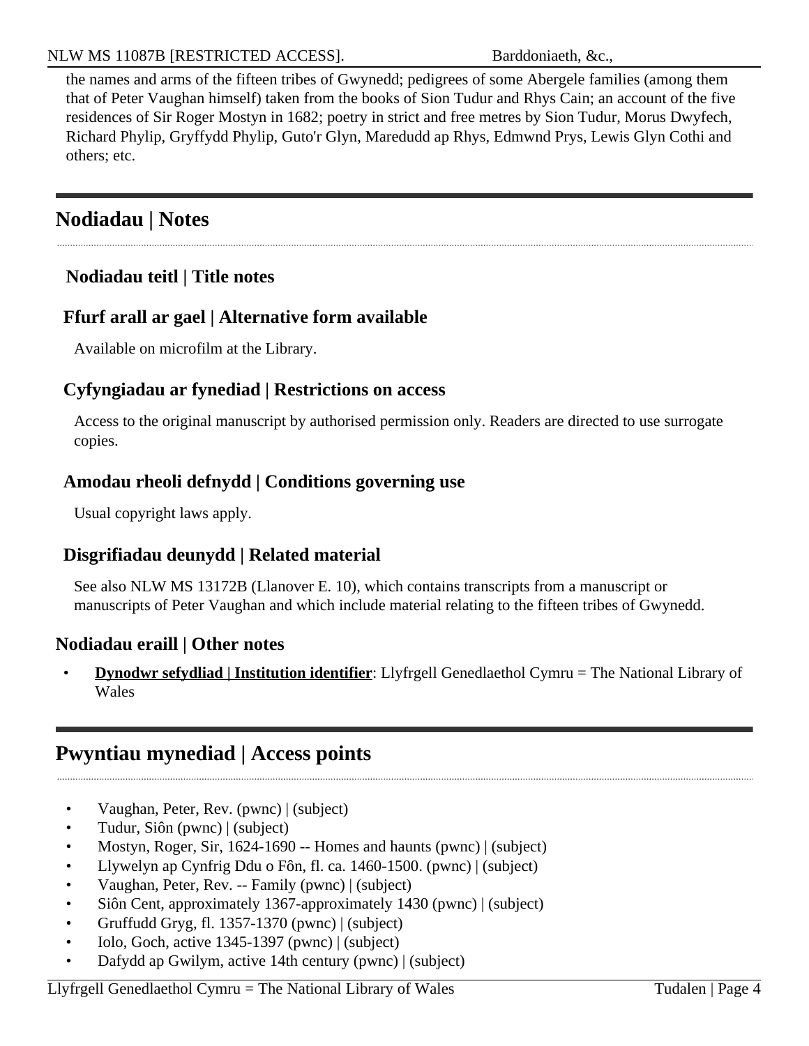the names and arms of the fifteen tribes of Gwynedd; pedigrees of some Abergele families (among them that of Peter Vaughan himself) taken from the books of Sion Tudur and Rhys Cain; an account of the five residences of Sir Roger Mostyn in 1682; poetry in strict and free metres by Sion Tudur, Morus Dwyfech, Richard Phylip, Gryffydd Phylip, Guto'r Glyn, Maredudd ap Rhys, Edmwnd Prys, Lewis Glyn Cothi and others; etc.

## Nodiadau | Notes

### Nodiadau teitl | Title notes

### Ffurf arall ar gael | Alternative form available

Available on microfilm at the Library.

### Cyfyngiadau ar fynediad | Restrictions on access

Access to the original manuscript by authorised permission only. Readers are directed to use surrogate copies.

### Amodau rheoli defnydd | Conditions governing use

Usual copyright laws apply.

### Disgrifiadau deunydd | Related material

See also NLW MS 13172B (Llanover E. 10), which contains transcripts from a manuscript or manuscripts of Peter Vaughan and which include material relating to the fifteen tribes of Gwynedd.

### Nodiadau eraill | Other notes

- **Dynodwr sefydliad | Institution identifier**: Llyfrgell Genedlaethol Cymru = The National Library of Wales

## Pwyntiau mynediad | Access points

- Vaughan, Peter, Rev. (pwnc) | (subject)
- Tudur, Siôn (pwnc) | (subject)
- Mostyn, Roger, Sir, 1624-1690 -- Homes and haunts (pwnc) | (subject)
- Llywelyn ap Cynfrig Ddu o Fôn, fl. ca. 1460-1500. (pwnc) | (subject)
- Vaughan, Peter, Rev. -- Family (pwnc) | (subject)
- Siôn Cent, approximately 1367-approximately 1430 (pwnc) | (subject)
- Gruffudd Gryg, fl. 1357-1370 (pwnc) | (subject)
- Iolo, Goch, active 1345-1397 (pwnc) | (subject)
- Dafydd ap Gwilym, active 14th century (pwnc) | (subject)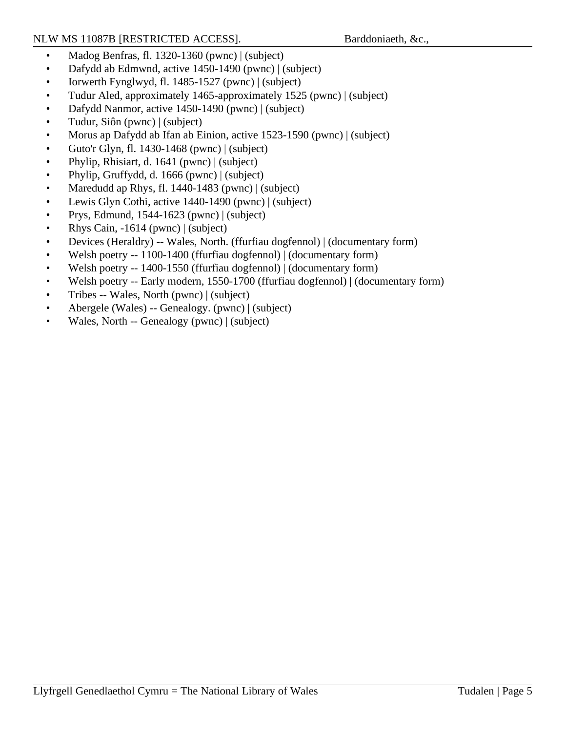- Madog Benfras, fl. 1320-1360 (pwnc) | (subject)
- Dafydd ab Edmwnd, active 1450-1490 (pwnc) | (subject)
- Iorwerth Fynglwyd, fl. 1485-1527 (pwnc) | (subject)
- Tudur Aled, approximately 1465-approximately 1525 (pwnc) | (subject)
- Dafydd Nanmor, active 1450-1490 (pwnc) | (subject)
- Tudur, Siôn (pwnc) | (subject)
- Morus ap Dafydd ab Ifan ab Einion, active 1523-1590 (pwnc) | (subject)
- Guto'r Glyn, fl. 1430-1468 (pwnc) | (subject)
- Phylip, Rhisiart, d. 1641 (pwnc) | (subject)
- Phylip, Gruffydd, d. 1666 (pwnc) | (subject)
- Maredudd ap Rhys, fl. 1440-1483 (pwnc) | (subject)
- Lewis Glyn Cothi, active 1440-1490 (pwnc) | (subject)
- Prys, Edmund, 1544-1623 (pwnc) | (subject)
- Rhys Cain, -1614 (pwnc) | (subject)
- Devices (Heraldry) -- Wales, North. (ffurfiau dogfennol) | (documentary form)
- Welsh poetry -- 1100-1400 (ffurfiau dogfennol) | (documentary form)
- Welsh poetry -- 1400-1550 (ffurfiau dogfennol) | (documentary form)
- Welsh poetry -- Early modern, 1550-1700 (ffurfiau dogfennol) | (documentary form)
- Tribes -- Wales, North (pwnc) | (subject)
- Abergele (Wales) -- Genealogy. (pwnc) | (subject)
- Wales, North -- Genealogy (pwnc) | (subject)